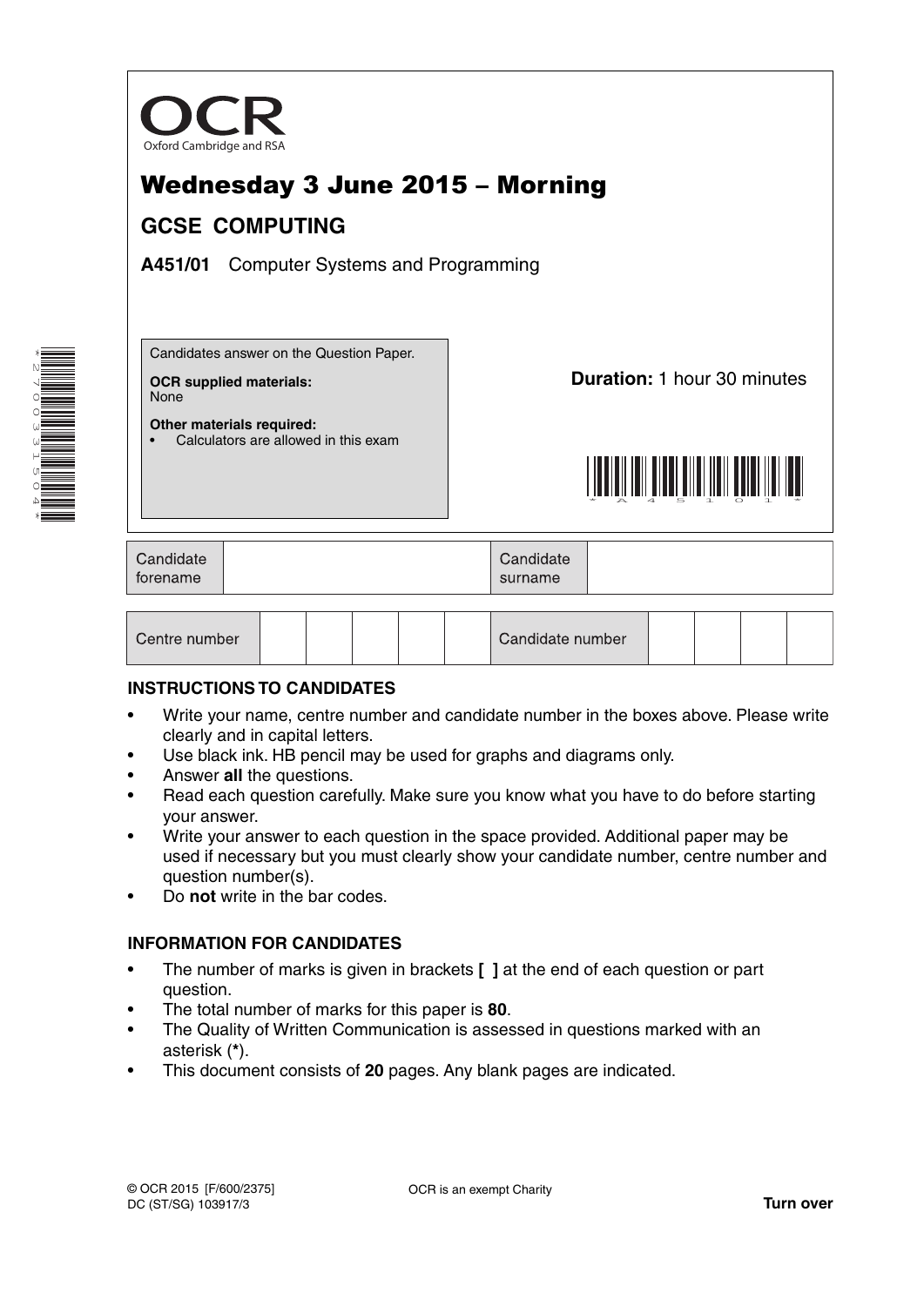OCR

Oxford Cambridge and RSA

# Wednesday 3 June 2015 – Morning

## GCSE COMPUTING

**A451/01** Computer Systems and Programming

Candidates answer on the Question Paper.

**OCR supplied materials:**
None

**Other materials required:**
- Calculators are allowed in this exam

**Duration:** 1 hour 30 minutes

| Candidate forename | | Candidate surname | |
|---|---|---|---|

| Centre number | | | | | | Candidate number | | | | |
|---|---|---|---|---|---|---|---|---|---|---|

### INSTRUCTIONS TO CANDIDATES

- Write your name, centre number and candidate number in the boxes above. Please write clearly and in capital letters.
- Use black ink. HB pencil may be used for graphs and diagrams only.
- Answer **all** the questions.
- Read each question carefully. Make sure you know what you have to do before starting your answer.
- Write your answer to each question in the space provided. Additional paper may be used if necessary but you must clearly show your candidate number, centre number and question number(s).
- Do **not** write in the bar codes.

### INFORMATION FOR CANDIDATES

- The number of marks is given in brackets **[ ]** at the end of each question or part question.
- The total number of marks for this paper is **80**.
- The Quality of Written Communication is assessed in questions marked with an asterisk (**\***).
- This document consists of **20** pages. Any blank pages are indicated.

© OCR 2015 [F/600/2375]
DC (ST/SG) 103917/3

OCR is an exempt Charity

**Turn over**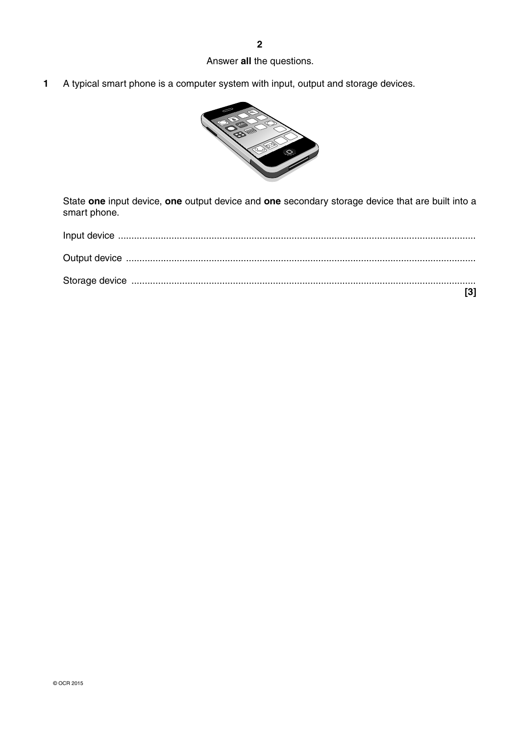Answer **all** the questions.

**1** A typical smart phone is a computer system with input, output and storage devices.

State **one** input device, **one** output device and **one** secondary storage device that are built into a smart phone.

Input device ..............................................................................................................................

Output device ............................................................................................................................

Storage device ...........................................................................................................................
**[3]**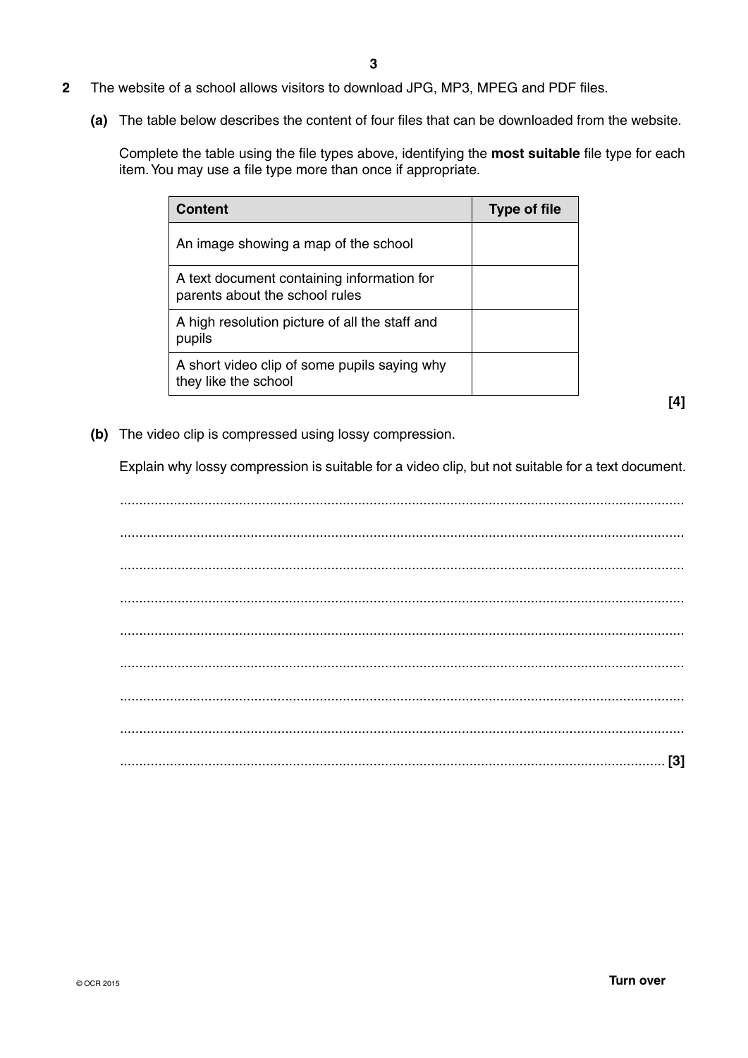**2** The website of a school allows visitors to download JPG, MP3, MPEG and PDF files.

**(a)** The table below describes the content of four files that can be downloaded from the website.

Complete the table using the file types above, identifying the **most suitable** file type for each item. You may use a file type more than once if appropriate.

| Content | Type of file |
|---|---|
| An image showing a map of the school | |
| A text document containing information for parents about the school rules | |
| A high resolution picture of all the staff and pupils | |
| A short video clip of some pupils saying why they like the school | |

**[4]**

**(b)** The video clip is compressed using lossy compression.

Explain why lossy compression is suitable for a video clip, but not suitable for a text document.

..........................................................................................................................................

..........................................................................................................................................

..........................................................................................................................................

..........................................................................................................................................

..........................................................................................................................................

..........................................................................................................................................

..........................................................................................................................................

..........................................................................................................................................

.................................................................................................................................... **[3]**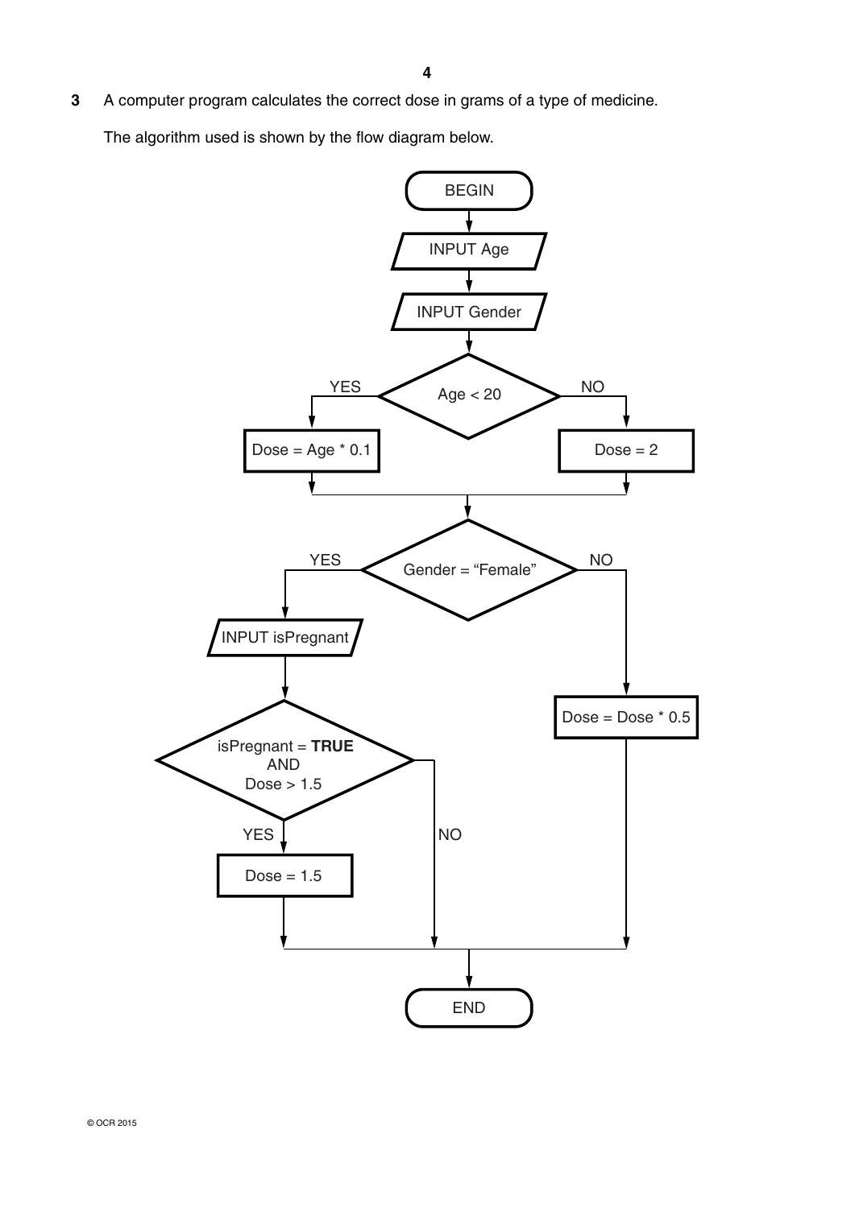**3** A computer program calculates the correct dose in grams of a type of medicine.

The algorithm used is shown by the flow diagram below.

```
BEGIN
  ↓
INPUT Age
  ↓
INPUT Gender
  ↓
Age < 20 ?
  YES → Dose = Age * 0.1
  NO  → Dose = 2
  ↓
Gender = "Female" ?
  YES → INPUT isPregnant
          ↓
        isPregnant = TRUE AND Dose > 1.5 ?
          YES → Dose = 1.5
          NO  → (continue)
  NO  → Dose = Dose * 0.5
  ↓
END
```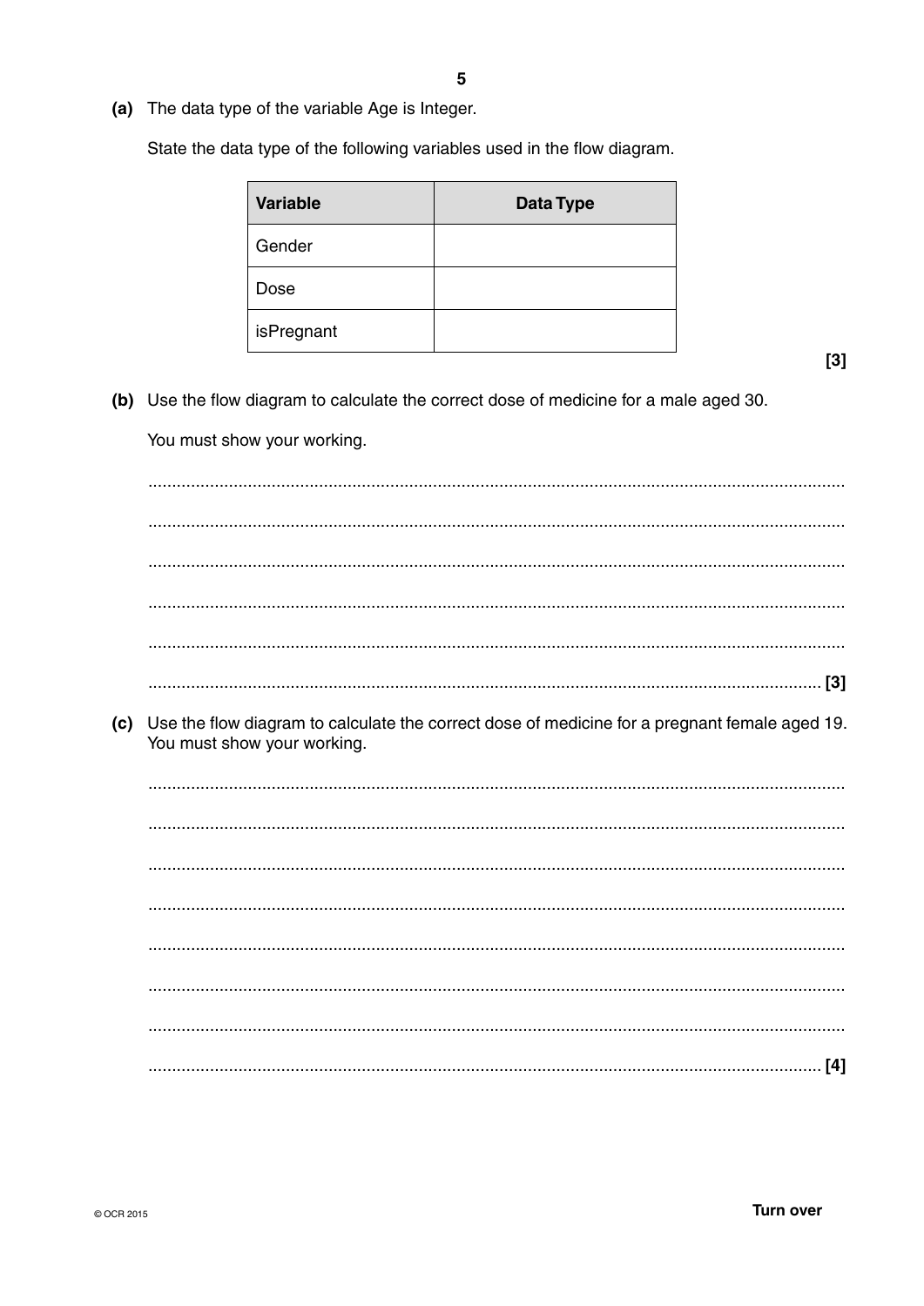**(a)** The data type of the variable Age is Integer.

State the data type of the following variables used in the flow diagram.

| Variable | Data Type |
|---|---|
| Gender | |
| Dose | |
| isPregnant | |

[3]

**(b)** Use the flow diagram to calculate the correct dose of medicine for a male aged 30.

You must show your working.

..........................................................................................................................................

..........................................................................................................................................

..........................................................................................................................................

..........................................................................................................................................

..........................................................................................................................................

.................................................................................................................................... [3]

**(c)** Use the flow diagram to calculate the correct dose of medicine for a pregnant female aged 19. You must show your working.

..........................................................................................................................................

..........................................................................................................................................

..........................................................................................................................................

..........................................................................................................................................

..........................................................................................................................................

..........................................................................................................................................

..........................................................................................................................................

.................................................................................................................................... [4]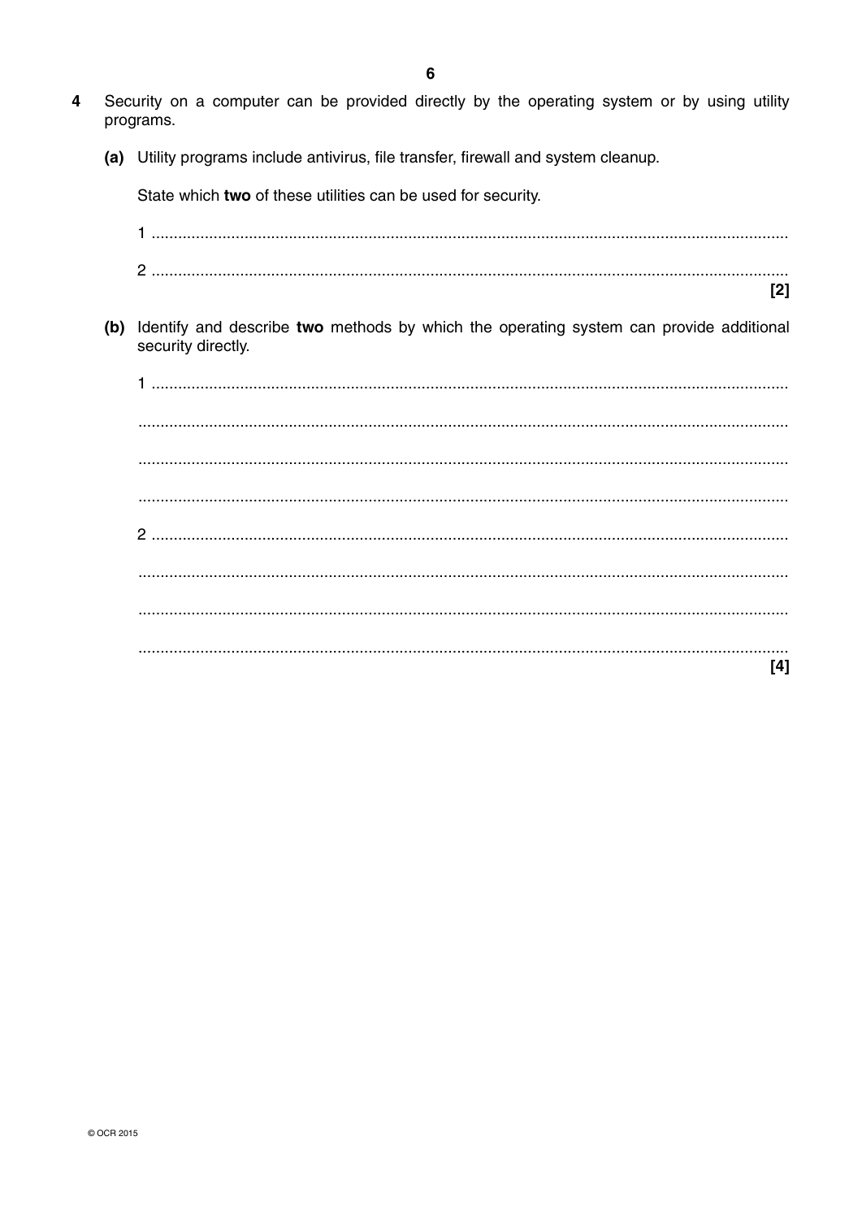4 Security on a computer can be provided directly by the operating system or by using utility programs.

**(a)** Utility programs include antivirus, file transfer, firewall and system cleanup.

State which **two** of these utilities can be used for security.

1 ..............................................................................................................................................

2 .............................................................................................................................................. **[2]**

**(b)** Identify and describe **two** methods by which the operating system can provide additional security directly.

1 ..............................................................................................................................................

..............................................................................................................................................

..............................................................................................................................................

..............................................................................................................................................

2 ..............................................................................................................................................

..............................................................................................................................................

..............................................................................................................................................

.............................................................................................................................................. **[4]**

© OCR 2015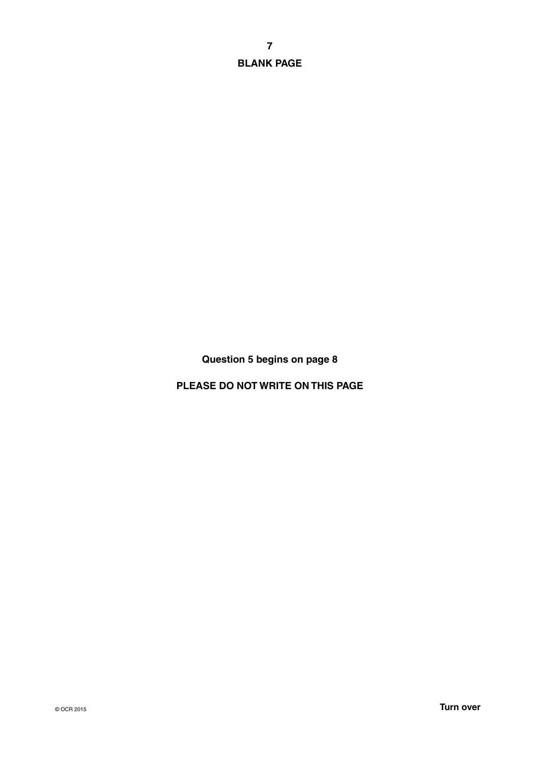**BLANK PAGE**

**Question 5 begins on page 8**

**PLEASE DO NOT WRITE ON THIS PAGE**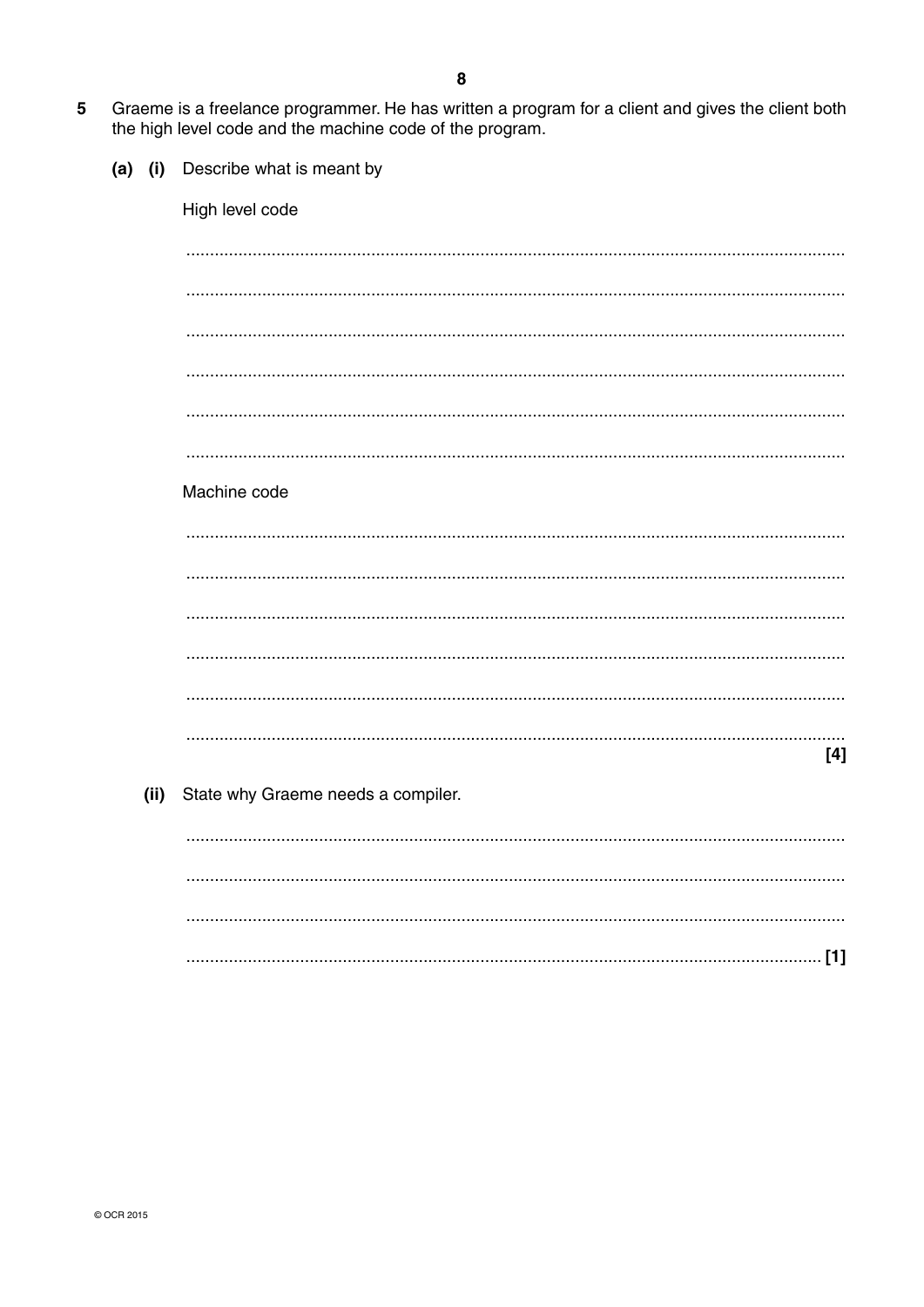**5** Graeme is a freelance programmer. He has written a program for a client and gives the client both the high level code and the machine code of the program.

**(a) (i)** Describe what is meant by

High level code

..........................................................................................................................................

..........................................................................................................................................

..........................................................................................................................................

..........................................................................................................................................

..........................................................................................................................................

..........................................................................................................................................

Machine code

..........................................................................................................................................

..........................................................................................................................................

..........................................................................................................................................

..........................................................................................................................................

..........................................................................................................................................

.......................................................................................................................................... **[4]**

**(ii)** State why Graeme needs a compiler.

..........................................................................................................................................

..........................................................................................................................................

..........................................................................................................................................

.......................................................................................................................................... **[1]**

© OCR 2015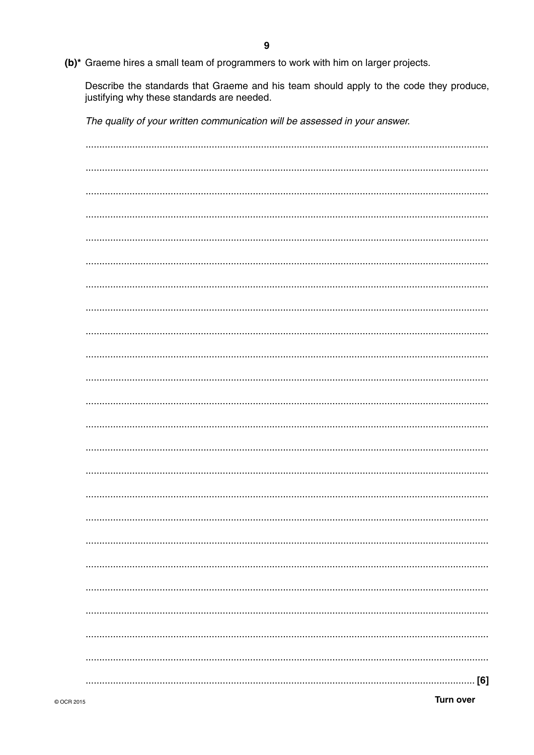**(b)*** Graeme hires a small team of programmers to work with him on larger projects.

Describe the standards that Graeme and his team should apply to the code they produce, justifying why these standards are needed.

*The quality of your written communication will be assessed in your answer.*

..........................................................................................................................................

..........................................................................................................................................

..........................................................................................................................................

..........................................................................................................................................

..........................................................................................................................................

..........................................................................................................................................

..........................................................................................................................................

..........................................................................................................................................

..........................................................................................................................................

..........................................................................................................................................

..........................................................................................................................................

..........................................................................................................................................

..........................................................................................................................................

..........................................................................................................................................

..........................................................................................................................................

..........................................................................................................................................

..........................................................................................................................................

..........................................................................................................................................

..........................................................................................................................................

..........................................................................................................................................

..........................................................................................................................................

..........................................................................................................................................

..........................................................................................................................................

.................................................................................................................................... [6]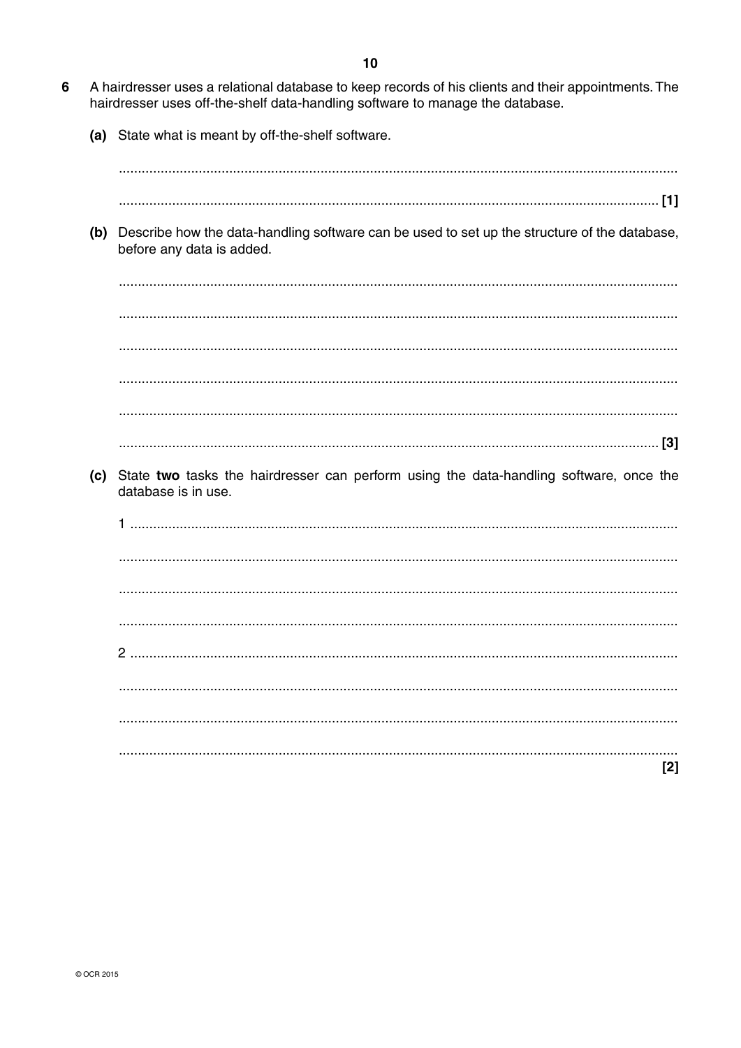6 A hairdresser uses a relational database to keep records of his clients and their appointments. The hairdresser uses off-the-shelf data-handling software to manage the database.

(a) State what is meant by off-the-shelf software.

...................................................................................................................................................

............................................................................................................................................. [1]

(b) Describe how the data-handling software can be used to set up the structure of the database, before any data is added.

...................................................................................................................................................

...................................................................................................................................................

...................................................................................................................................................

...................................................................................................................................................

...................................................................................................................................................

............................................................................................................................................. [3]

(c) State **two** tasks the hairdresser can perform using the data-handling software, once the database is in use.

1 ...............................................................................................................................................

...................................................................................................................................................

...................................................................................................................................................

...................................................................................................................................................

2 ...............................................................................................................................................

...................................................................................................................................................

...................................................................................................................................................

...................................................................................................................................................

[2]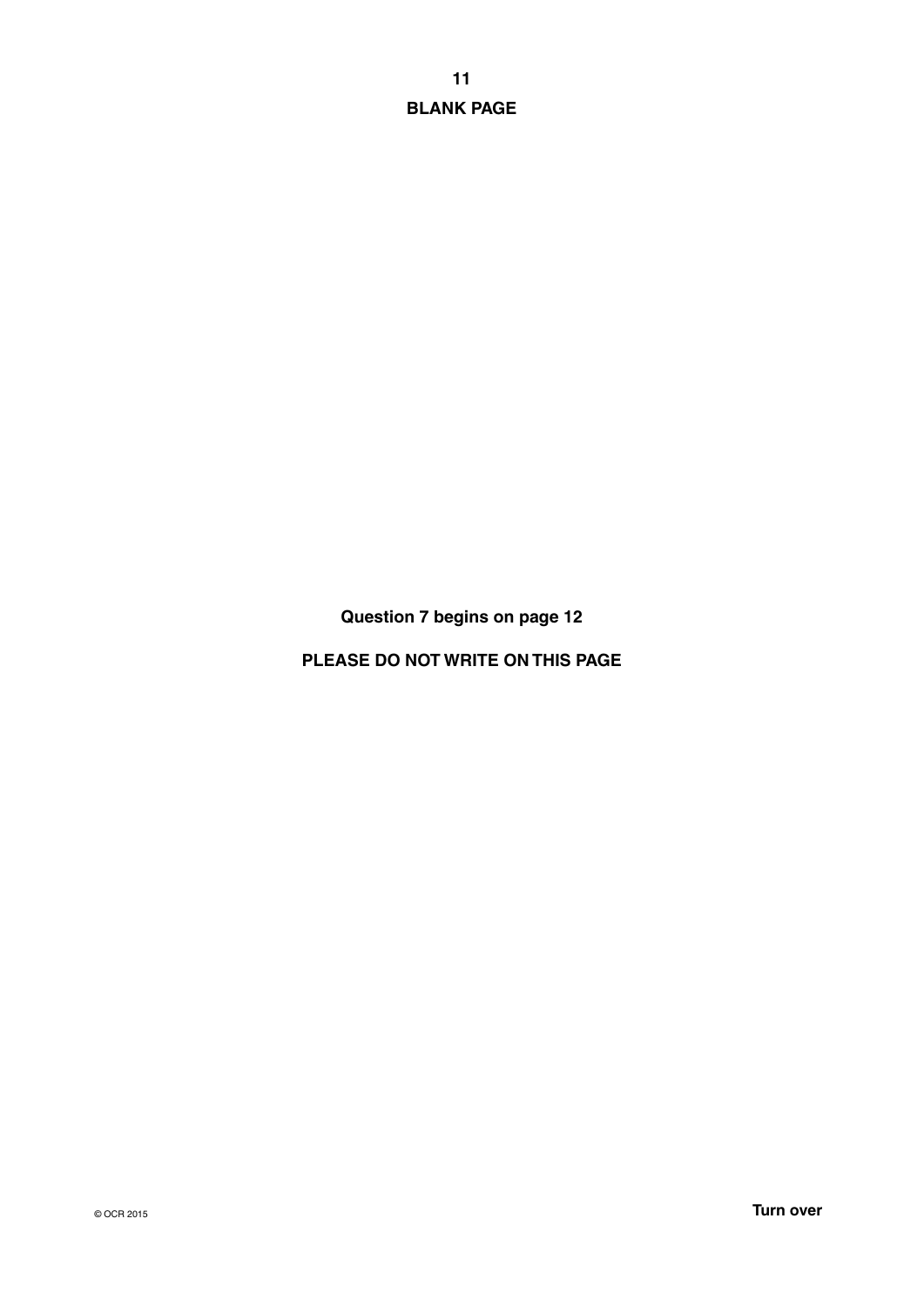**BLANK PAGE**

**Question 7 begins on page 12**

**PLEASE DO NOT WRITE ON THIS PAGE**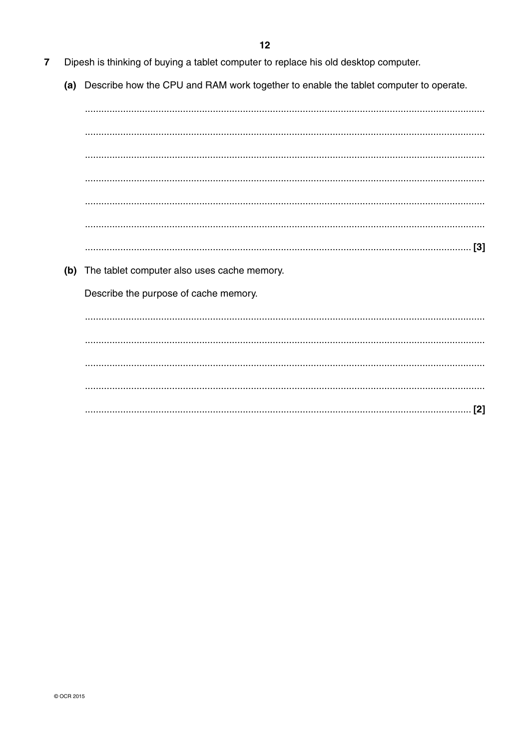7 Dipesh is thinking of buying a tablet computer to replace his old desktop computer.

(a) Describe how the CPU and RAM work together to enable the tablet computer to operate.

..........................................................................................................................................

..........................................................................................................................................

..........................................................................................................................................

..........................................................................................................................................

..........................................................................................................................................

..........................................................................................................................................

.................................................................................................................................... [3]

(b) The tablet computer also uses cache memory.

Describe the purpose of cache memory.

..........................................................................................................................................

..........................................................................................................................................

..........................................................................................................................................

..........................................................................................................................................

.................................................................................................................................... [2]

© OCR 2015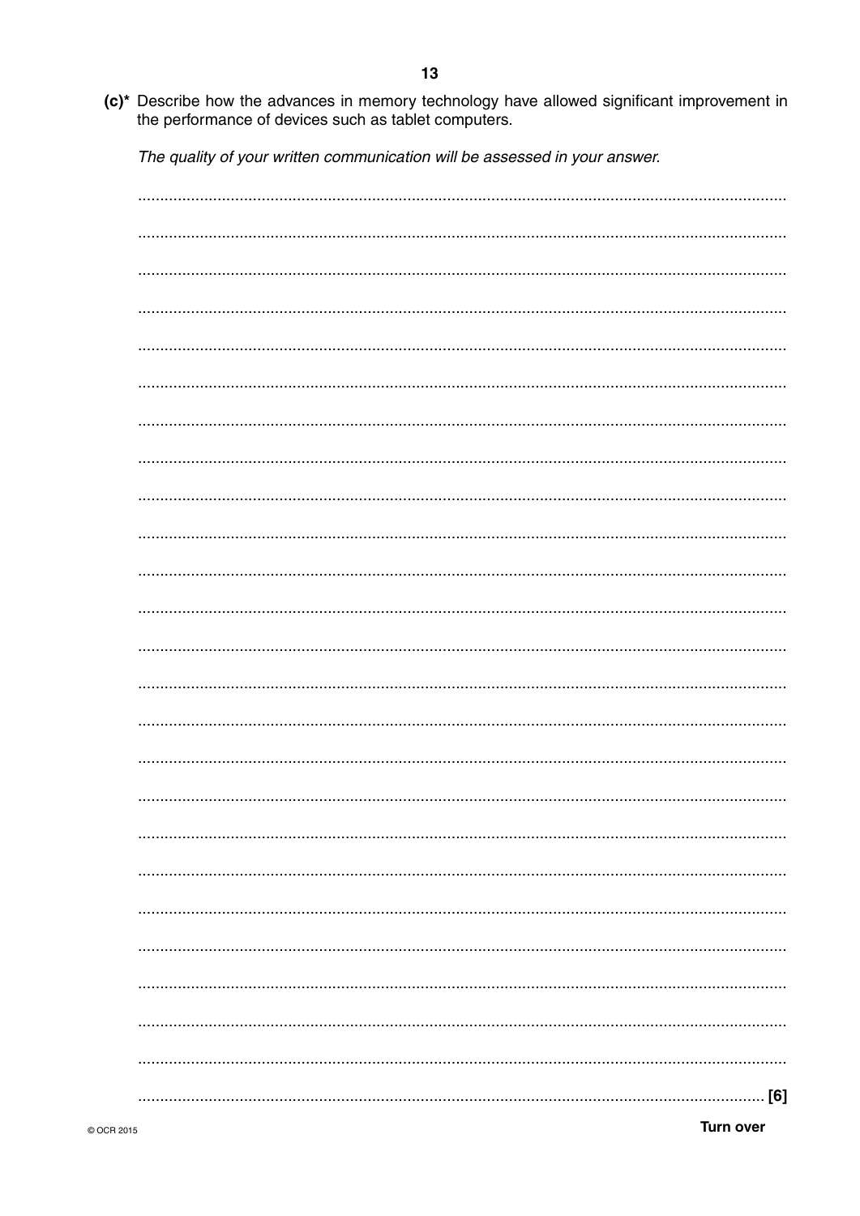(c)* Describe how the advances in memory technology have allowed significant improvement in the performance of devices such as tablet computers.

*The quality of your written communication will be assessed in your answer.*

..................................................................................................................................................

..................................................................................................................................................

..................................................................................................................................................

..................................................................................................................................................

..................................................................................................................................................

..................................................................................................................................................

..................................................................................................................................................

..................................................................................................................................................

..................................................................................................................................................

..................................................................................................................................................

..................................................................................................................................................

..................................................................................................................................................

..................................................................................................................................................

..................................................................................................................................................

..................................................................................................................................................

..................................................................................................................................................

..................................................................................................................................................

..................................................................................................................................................

..................................................................................................................................................

..................................................................................................................................................

..................................................................................................................................................

..................................................................................................................................................

..................................................................................................................................................

..................................................................................................................................................

.............................................................................................................................................. [6]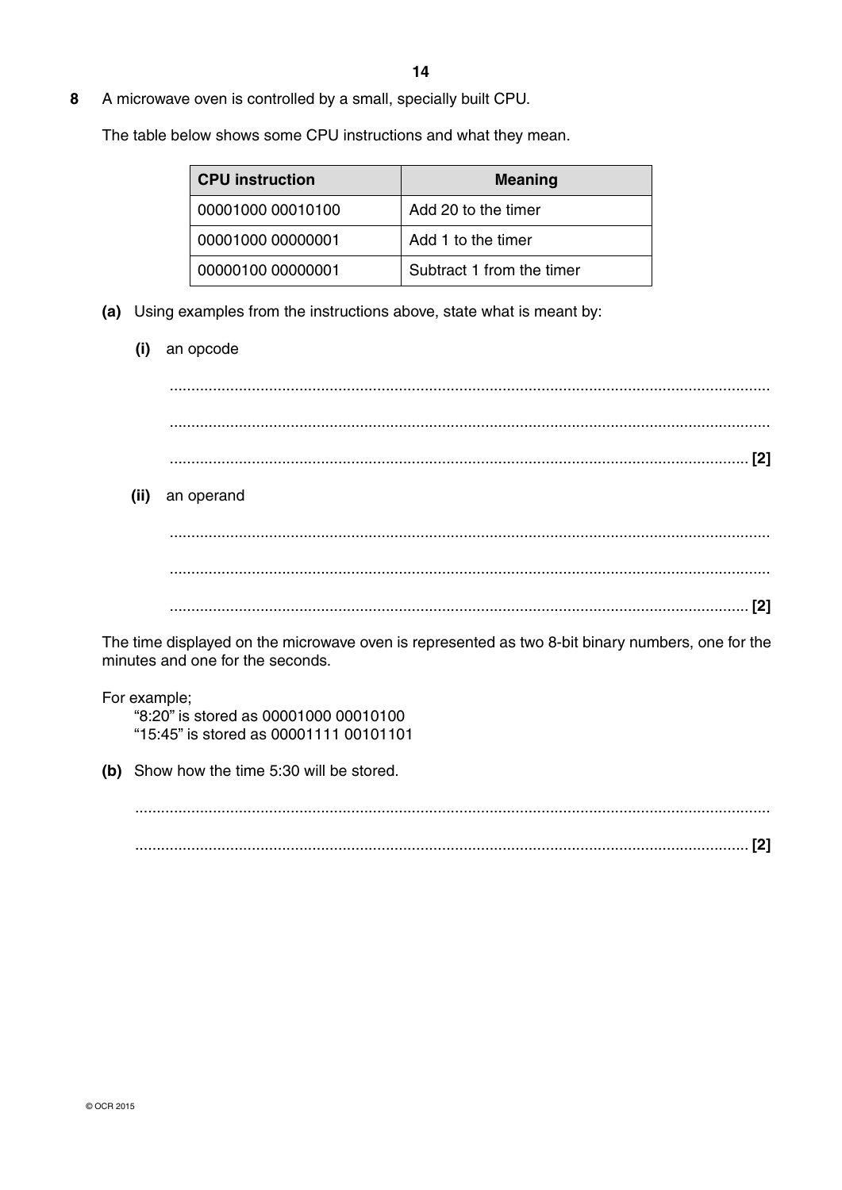**8** A microwave oven is controlled by a small, specially built CPU.

The table below shows some CPU instructions and what they mean.

| CPU instruction | Meaning |
|---|---|
| 00001000 00010100 | Add 20 to the timer |
| 00001000 00000001 | Add 1 to the timer |
| 00000100 00000001 | Subtract 1 from the timer |

**(a)** Using examples from the instructions above, state what is meant by:

**(i)** an opcode

..........................................................................................................................................

..........................................................................................................................................

.................................................................................................................................... **[2]**

**(ii)** an operand

..........................................................................................................................................

..........................................................................................................................................

.................................................................................................................................... **[2]**

The time displayed on the microwave oven is represented as two 8-bit binary numbers, one for the minutes and one for the seconds.

For example;
"8:20" is stored as 00001000 00010100
"15:45" is stored as 00001111 00101101

**(b)** Show how the time 5:30 will be stored.

..........................................................................................................................................

.................................................................................................................................... **[2]**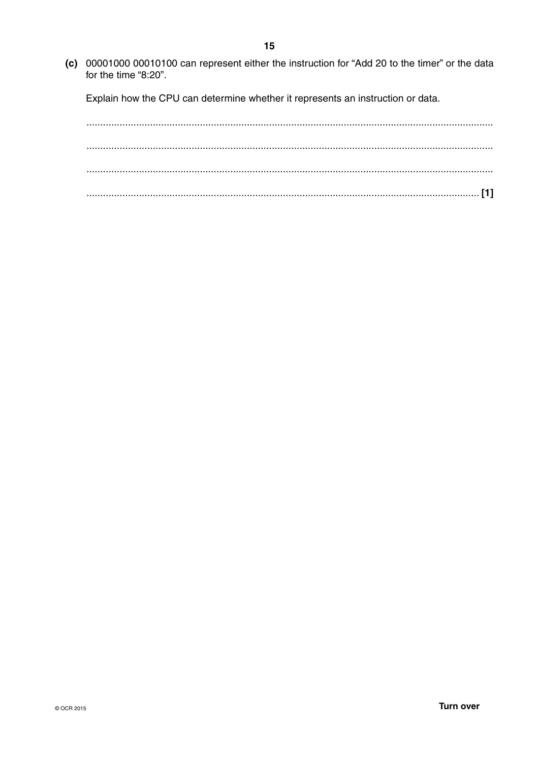**(c)** 00001000 00010100 can represent either the instruction for "Add 20 to the timer" or the data for the time "8:20".

Explain how the CPU can determine whether it represents an instruction or data.

..............................................................................................................................................

..............................................................................................................................................

..............................................................................................................................................

.......................................................................................................................................... [1]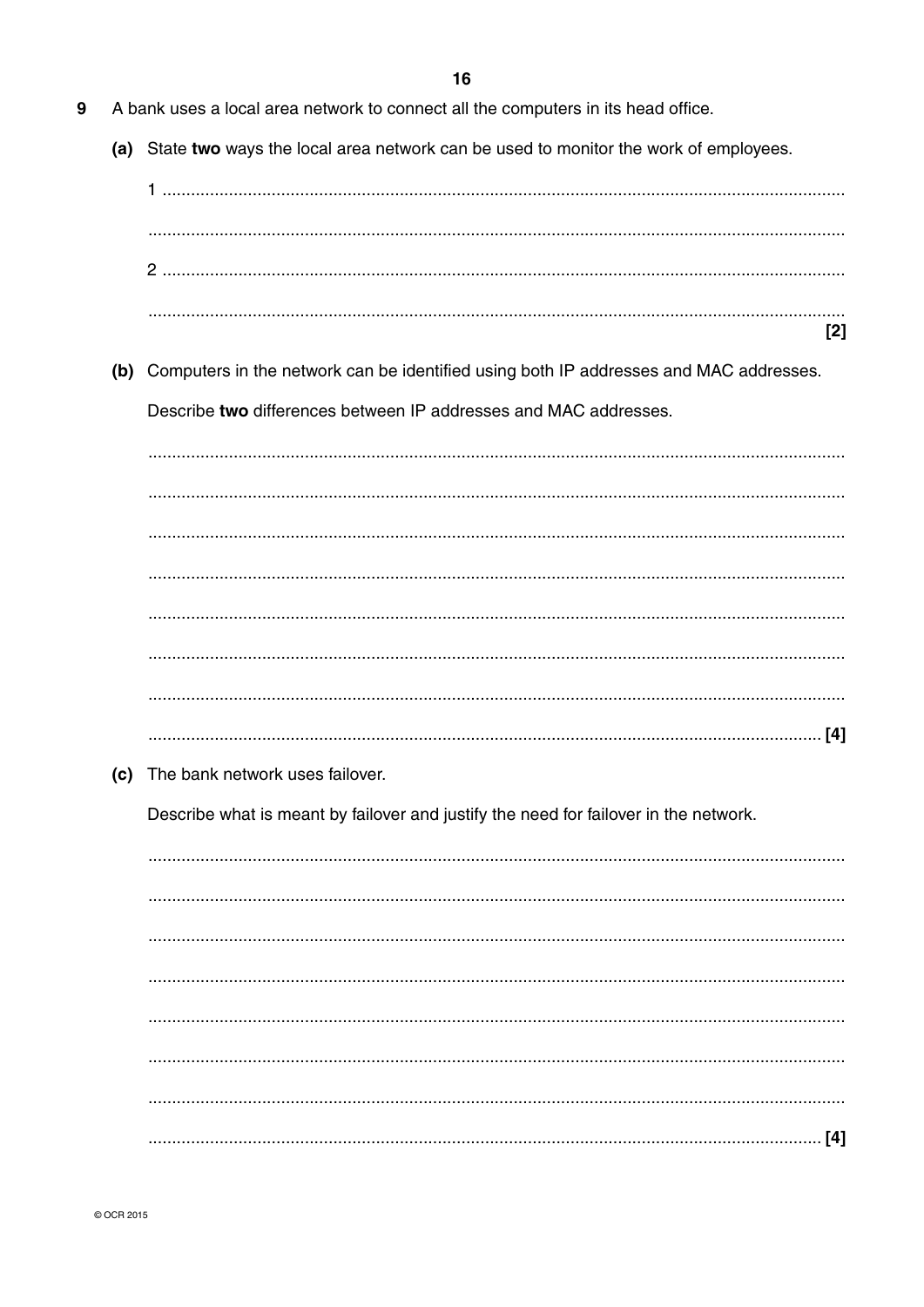**9** A bank uses a local area network to connect all the computers in its head office.

**(a)** State **two** ways the local area network can be used to monitor the work of employees.

1 ..............................................................................................................................................

..............................................................................................................................................

2 ..............................................................................................................................................

.............................................................................................................................................. **[2]**

**(b)** Computers in the network can be identified using both IP addresses and MAC addresses.

Describe **two** differences between IP addresses and MAC addresses.

..............................................................................................................................................

..............................................................................................................................................

..............................................................................................................................................

..............................................................................................................................................

..............................................................................................................................................

..............................................................................................................................................

..............................................................................................................................................

.............................................................................................................................................. **[4]**

**(c)** The bank network uses failover.

Describe what is meant by failover and justify the need for failover in the network.

..............................................................................................................................................

..............................................................................................................................................

..............................................................................................................................................

..............................................................................................................................................

..............................................................................................................................................

..............................................................................................................................................

..............................................................................................................................................

.............................................................................................................................................. **[4]**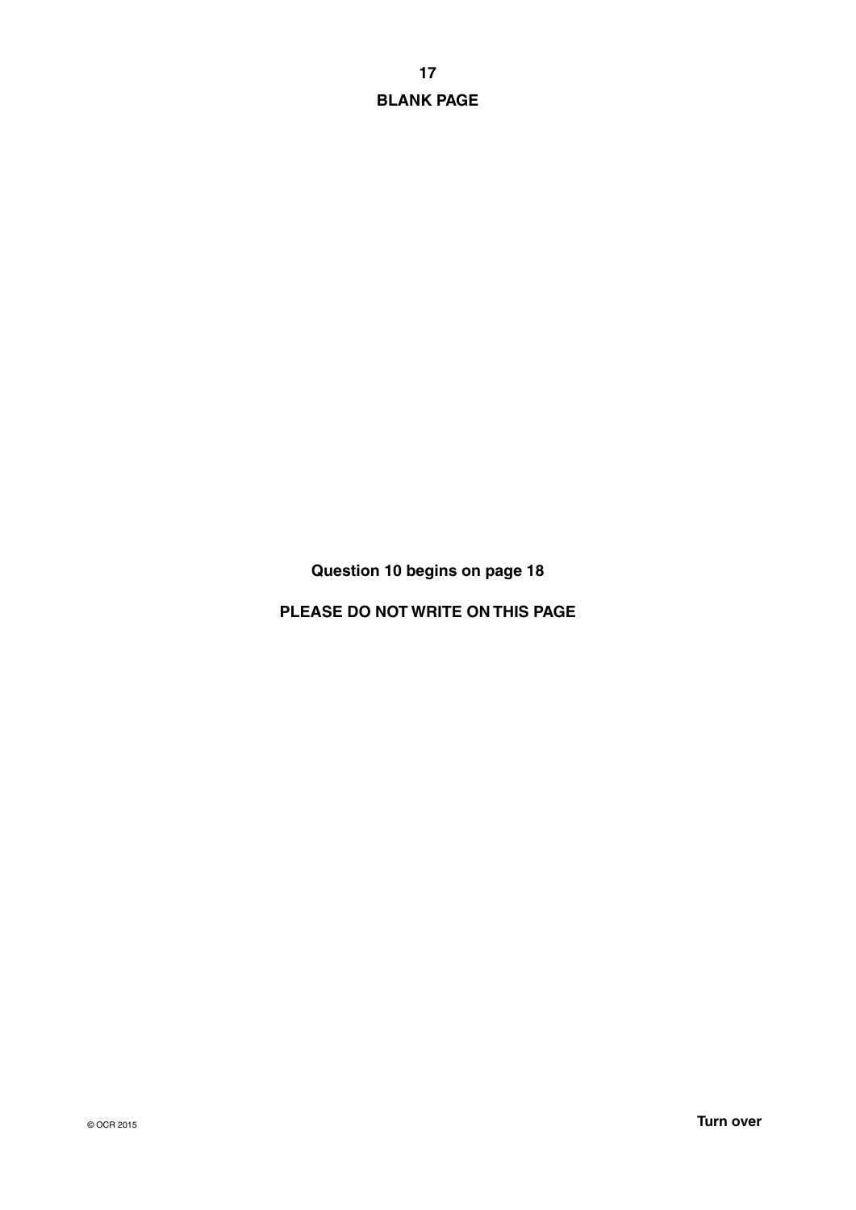**BLANK PAGE**

**Question 10 begins on page 18**

**PLEASE DO NOT WRITE ON THIS PAGE**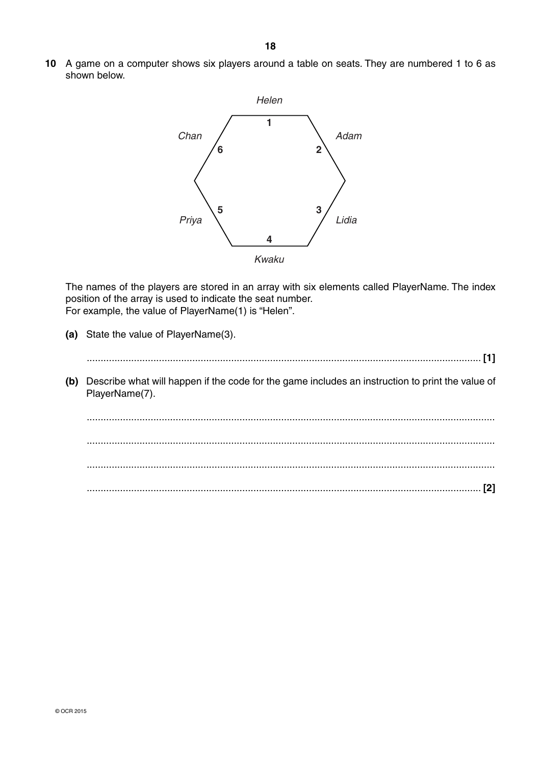**10** A game on a computer shows six players around a table on seats. They are numbered 1 to 6 as shown below.

*Helen* — 1
*Adam* — 2
*Lidia* — 3
*Kwaku* — 4
*Priya* — 5
*Chan* — 6

The names of the players are stored in an array with six elements called PlayerName. The index position of the array is used to indicate the seat number.
For example, the value of PlayerName(1) is "Helen".

**(a)** State the value of PlayerName(3).

............................................................................................................................................ **[1]**

**(b)** Describe what will happen if the code for the game includes an instruction to print the value of PlayerName(7).

..................................................................................................................................................

..................................................................................................................................................

..................................................................................................................................................

............................................................................................................................................ **[2]**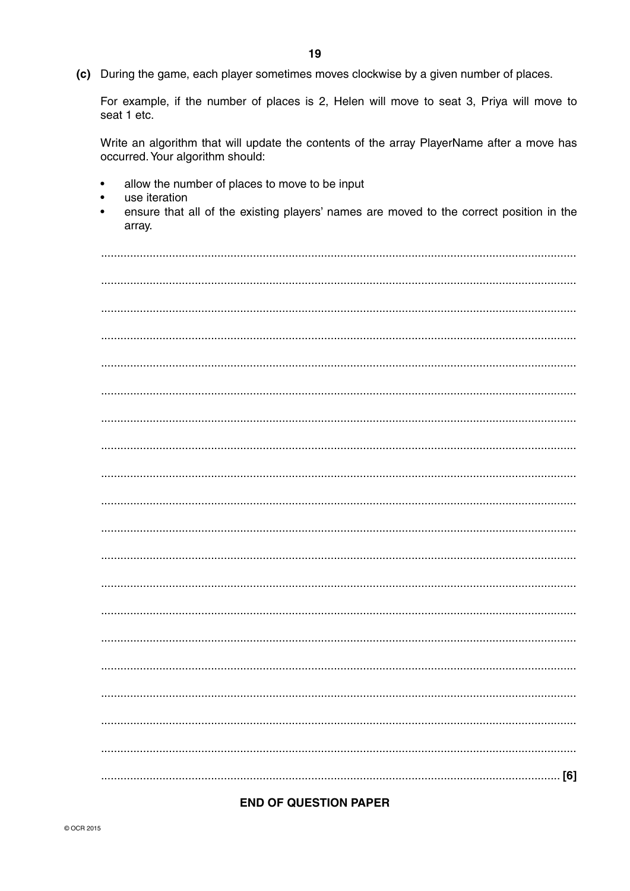**(c)** During the game, each player sometimes moves clockwise by a given number of places.

For example, if the number of places is 2, Helen will move to seat 3, Priya will move to seat 1 etc.

Write an algorithm that will update the contents of the array PlayerName after a move has occurred. Your algorithm should:

- allow the number of places to move to be input
- use iteration
- ensure that all of the existing players' names are moved to the correct position in the array.

...................................................................................................................................................

...................................................................................................................................................

...................................................................................................................................................

...................................................................................................................................................

...................................................................................................................................................

...................................................................................................................................................

...................................................................................................................................................

...................................................................................................................................................

...................................................................................................................................................

...................................................................................................................................................

...................................................................................................................................................

...................................................................................................................................................

...................................................................................................................................................

...................................................................................................................................................

...................................................................................................................................................

...................................................................................................................................................

...................................................................................................................................................

...................................................................................................................................................

...................................................................................................................................................

............................................................................................................................................. [6]

**END OF QUESTION PAPER**

© OCR 2015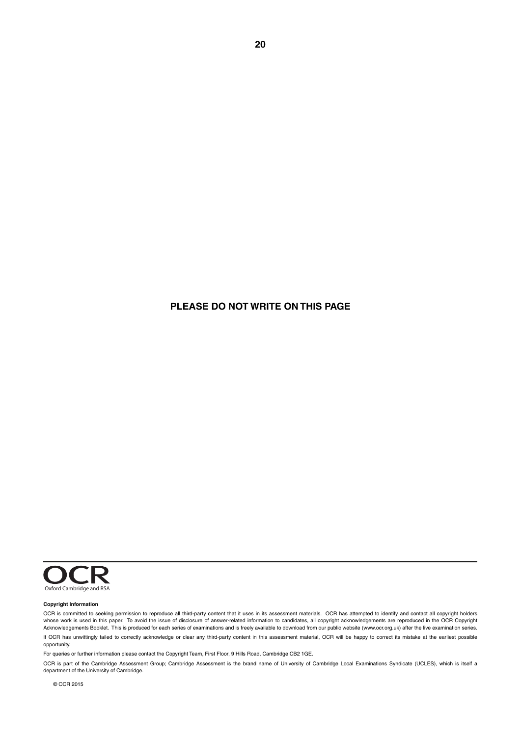**PLEASE DO NOT WRITE ON THIS PAGE**

OCR
Oxford Cambridge and RSA

**Copyright Information**

OCR is committed to seeking permission to reproduce all third-party content that it uses in its assessment materials. OCR has attempted to identify and contact all copyright holders whose work is used in this paper. To avoid the issue of disclosure of answer-related information to candidates, all copyright acknowledgements are reproduced in the OCR Copyright Acknowledgements Booklet. This is produced for each series of examinations and is freely available to download from our public website (www.ocr.org.uk) after the live examination series.

If OCR has unwittingly failed to correctly acknowledge or clear any third-party content in this assessment material, OCR will be happy to correct its mistake at the earliest possible opportunity.

For queries or further information please contact the Copyright Team, First Floor, 9 Hills Road, Cambridge CB2 1GE.

OCR is part of the Cambridge Assessment Group; Cambridge Assessment is the brand name of University of Cambridge Local Examinations Syndicate (UCLES), which is itself a department of the University of Cambridge.

© OCR 2015